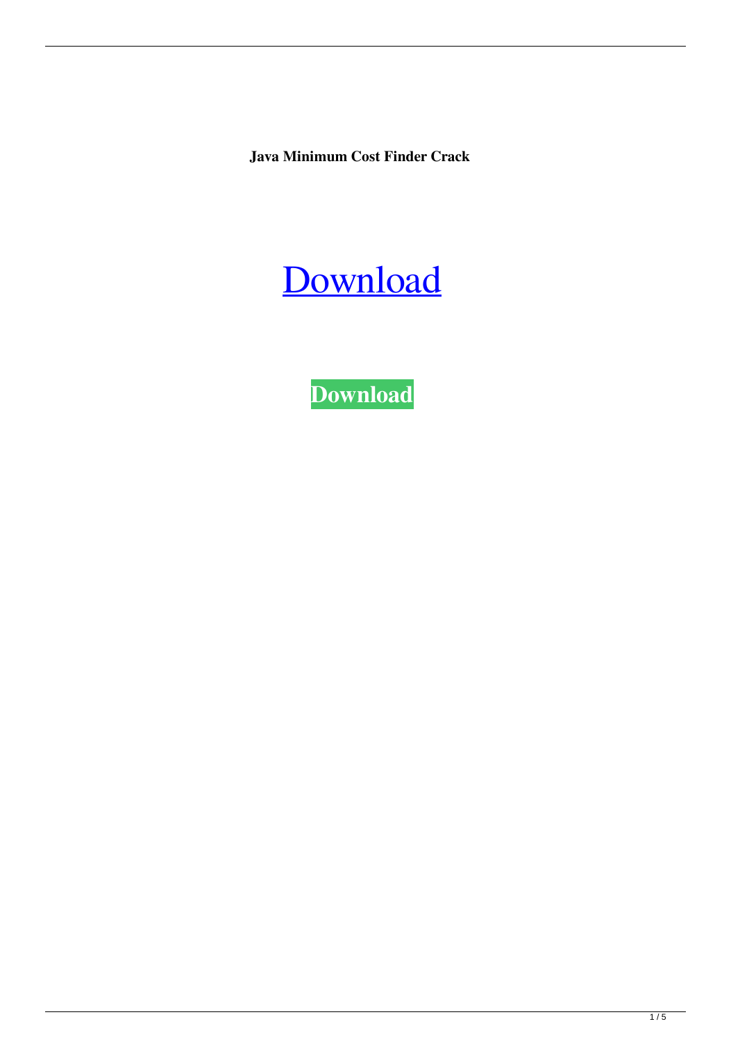**Java Minimum Cost Finder Crack**

Download

**Download**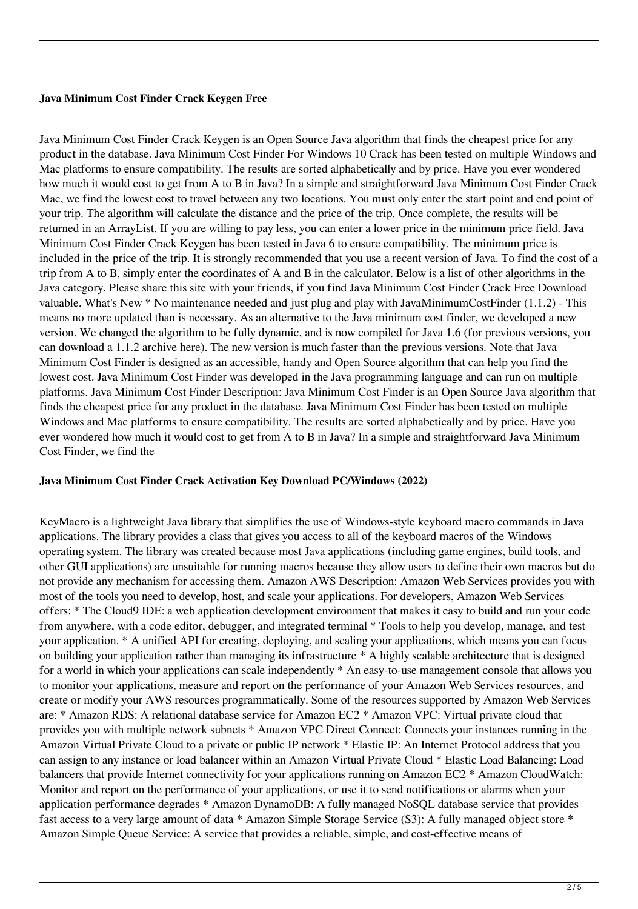**Java Minimum Cost Finder Crack Keygen Free**

Java Minimum Cost Finder Crack Keygen is an Open Source Java algorithm that finds the cheapest price for any product in the database. Java Minimum Cost Finder For Windows 10 Crack has been tested on multiple Windows and Mac platforms to ensure compatibility. The results are sorted alphabetically and by price. Have you ever wondered how much it would cost to get from A to B in Java? In a simple and straightforward Java Minimum Cost Finder Crack Mac, we find the lowest cost to travel between any two locations. You must only enter the start point and end point of your trip. The algorithm will calculate the distance and the price of the trip. Once complete, the results will be returned in an ArrayList. If you are willing to pay less, you can enter a lower price in the minimum price field. Java Minimum Cost Finder Crack Keygen has been tested in Java 6 to ensure compatibility. The minimum price is included in the price of the trip. It is strongly recommended that you use a recent version of Java. To find the cost of a trip from A to B, simply enter the coordinates of A and B in the calculator. Below is a list of other algorithms in the Java category. Please share this site with your friends, if you find Java Minimum Cost Finder Crack Free Download valuable. What's New * No maintenance needed and just plug and play with JavaMinimumCostFinder (1.1.2) - This means no more updated than is necessary. As an alternative to the Java minimum cost finder, we developed a new version. We changed the algorithm to be fully dynamic, and is now compiled for Java 1.6 (for previous versions, you can download a 1.1.2 archive here). The new version is much faster than the previous versions. Note that Java Minimum Cost Finder is designed as an accessible, handy and Open Source algorithm that can help you find the lowest cost. Java Minimum Cost Finder was developed in the Java programming language and can run on multiple platforms. Java Minimum Cost Finder Description: Java Minimum Cost Finder is an Open Source Java algorithm that finds the cheapest price for any product in the database. Java Minimum Cost Finder has been tested on multiple Windows and Mac platforms to ensure compatibility. The results are sorted alphabetically and by price. Have you ever wondered how much it would cost to get from A to B in Java? In a simple and straightforward Java Minimum Cost Finder, we find the

**Java Minimum Cost Finder Crack Activation Key Download PC/Windows (2022)**

KeyMacro is a lightweight Java library that simplifies the use of Windows-style keyboard macro commands in Java applications. The library provides a class that gives you access to all of the keyboard macros of the Windows operating system. The library was created because most Java applications (including game engines, build tools, and other GUI applications) are unsuitable for running macros because they allow users to define their own macros but do not provide any mechanism for accessing them. Amazon AWS Description: Amazon Web Services provides you with most of the tools you need to develop, host, and scale your applications. For developers, Amazon Web Services offers: * The Cloud9 IDE: a web application development environment that makes it easy to build and run your code from anywhere, with a code editor, debugger, and integrated terminal * Tools to help you develop, manage, and test your application. * A unified API for creating, deploying, and scaling your applications, which means you can focus on building your application rather than managing its infrastructure * A highly scalable architecture that is designed for a world in which your applications can scale independently * An easy-to-use management console that allows you to monitor your applications, measure and report on the performance of your Amazon Web Services resources, and create or modify your AWS resources programmatically. Some of the resources supported by Amazon Web Services are: * Amazon RDS: A relational database service for Amazon EC2 * Amazon VPC: Virtual private cloud that provides you with multiple network subnets * Amazon VPC Direct Connect: Connects your instances running in the Amazon Virtual Private Cloud to a private or public IP network * Elastic IP: An Internet Protocol address that you can assign to any instance or load balancer within an Amazon Virtual Private Cloud * Elastic Load Balancing: Load balancers that provide Internet connectivity for your applications running on Amazon EC2 * Amazon CloudWatch: Monitor and report on the performance of your applications, or use it to send notifications or alarms when your application performance degrades * Amazon DynamoDB: A fully managed NoSQL database service that provides fast access to a very large amount of data * Amazon Simple Storage Service (S3): A fully managed object store * Amazon Simple Queue Service: A service that provides a reliable, simple, and cost-effective means of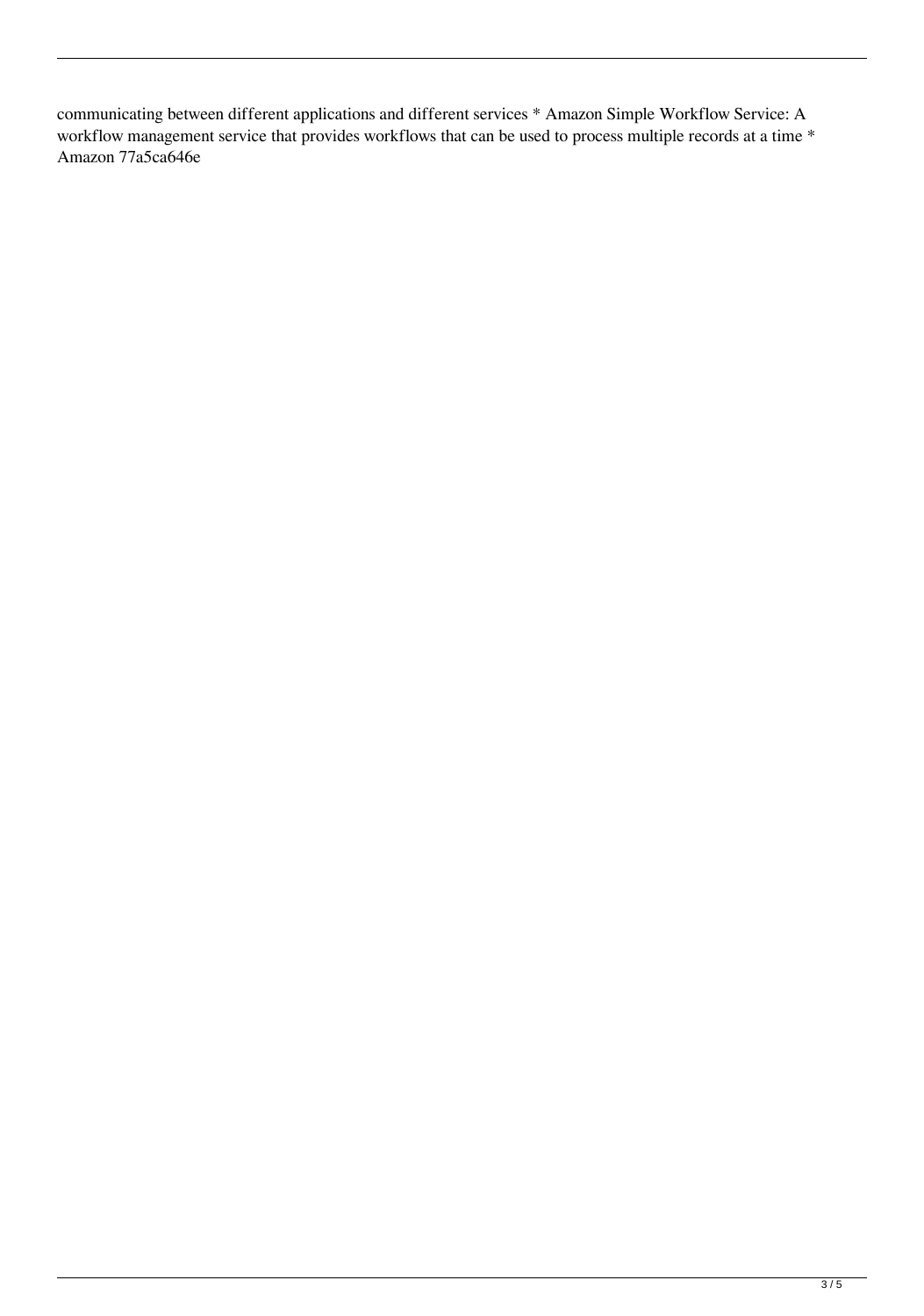communicating between different applications and different services * Amazon Simple Workflow Service: A workflow management service that provides workflows that can be used to process multiple records at a time * Amazon 77a5ca646e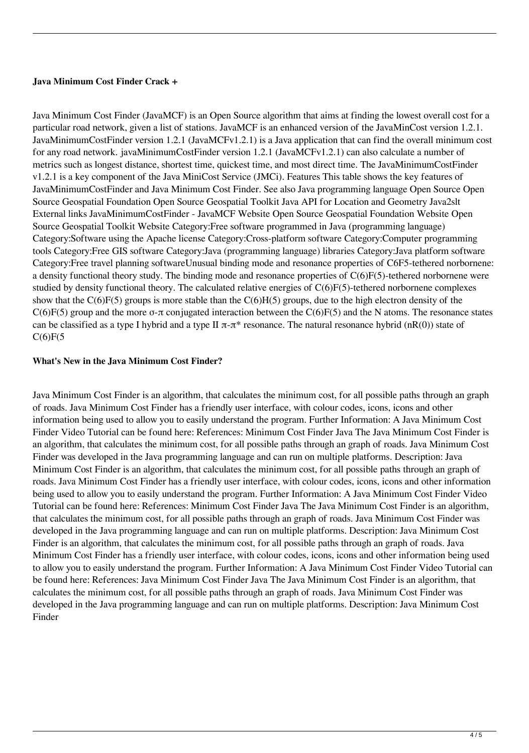### Java Minimum Cost Finder Crack +

Java Minimum Cost Finder (JavaMCF) is an Open Source algorithm that aims at finding the lowest overall cost for a particular road network, given a list of stations. JavaMCF is an enhanced version of the JavaMinCost version 1.2.1. JavaMinimumCostFinder version 1.2.1 (JavaMCFv1.2.1) is a Java application that can find the overall minimum cost for any road network. javaMinimumCostFinder version 1.2.1 (JavaMCFv1.2.1) can also calculate a number of metrics such as longest distance, shortest time, quickest time, and most direct time. The JavaMinimumCostFinder v1.2.1 is a key component of the Java MiniCost Service (JMCi). Features This table shows the key features of JavaMinimumCostFinder and Java Minimum Cost Finder. See also Java programming language Open Source Open Source Geospatial Foundation Open Source Geospatial Toolkit Java API for Location and Geometry Java2slt External links JavaMinimumCostFinder - JavaMCF Website Open Source Geospatial Foundation Website Open Source Geospatial Toolkit Website Category:Free software programmed in Java (programming language) Category:Software using the Apache license Category:Cross-platform software Category:Computer programming tools Category:Free GIS software Category:Java (programming language) libraries Category:Java platform software Category:Free travel planning softwareUnusual binding mode and resonance properties of C6F5-tethered norbornene: a density functional theory study. The binding mode and resonance properties of $C(6)F(5)$-tethered norbornene were studied by density functional theory. The calculated relative energies of $C(6)F(5)$-tethered norbornene complexes show that the $C(6)F(5)$ groups is more stable than the $C(6)H(5)$ groups, due to the high electron density of the $C(6)F(5)$ group and the more $\sigma$-$\pi$ conjugated interaction between the $C(6)F(5)$ and the N atoms. The resonance states can be classified as a type I hybrid and a type II $\pi$-$\pi^*$ resonance. The natural resonance hybrid ($nR(0)$) state of $C(6)F(5$

### What's New in the Java Minimum Cost Finder?

Java Minimum Cost Finder is an algorithm, that calculates the minimum cost, for all possible paths through an graph of roads. Java Minimum Cost Finder has a friendly user interface, with colour codes, icons, icons and other information being used to allow you to easily understand the program. Further Information: A Java Minimum Cost Finder Video Tutorial can be found here: References: Minimum Cost Finder Java The Java Minimum Cost Finder is an algorithm, that calculates the minimum cost, for all possible paths through an graph of roads. Java Minimum Cost Finder was developed in the Java programming language and can run on multiple platforms. Description: Java Minimum Cost Finder is an algorithm, that calculates the minimum cost, for all possible paths through an graph of roads. Java Minimum Cost Finder has a friendly user interface, with colour codes, icons, icons and other information being used to allow you to easily understand the program. Further Information: A Java Minimum Cost Finder Video Tutorial can be found here: References: Minimum Cost Finder Java The Java Minimum Cost Finder is an algorithm, that calculates the minimum cost, for all possible paths through an graph of roads. Java Minimum Cost Finder was developed in the Java programming language and can run on multiple platforms. Description: Java Minimum Cost Finder is an algorithm, that calculates the minimum cost, for all possible paths through an graph of roads. Java Minimum Cost Finder has a friendly user interface, with colour codes, icons, icons and other information being used to allow you to easily understand the program. Further Information: A Java Minimum Cost Finder Video Tutorial can be found here: References: Java Minimum Cost Finder Java The Java Minimum Cost Finder is an algorithm, that calculates the minimum cost, for all possible paths through an graph of roads. Java Minimum Cost Finder was developed in the Java programming language and can run on multiple platforms. Description: Java Minimum Cost Finder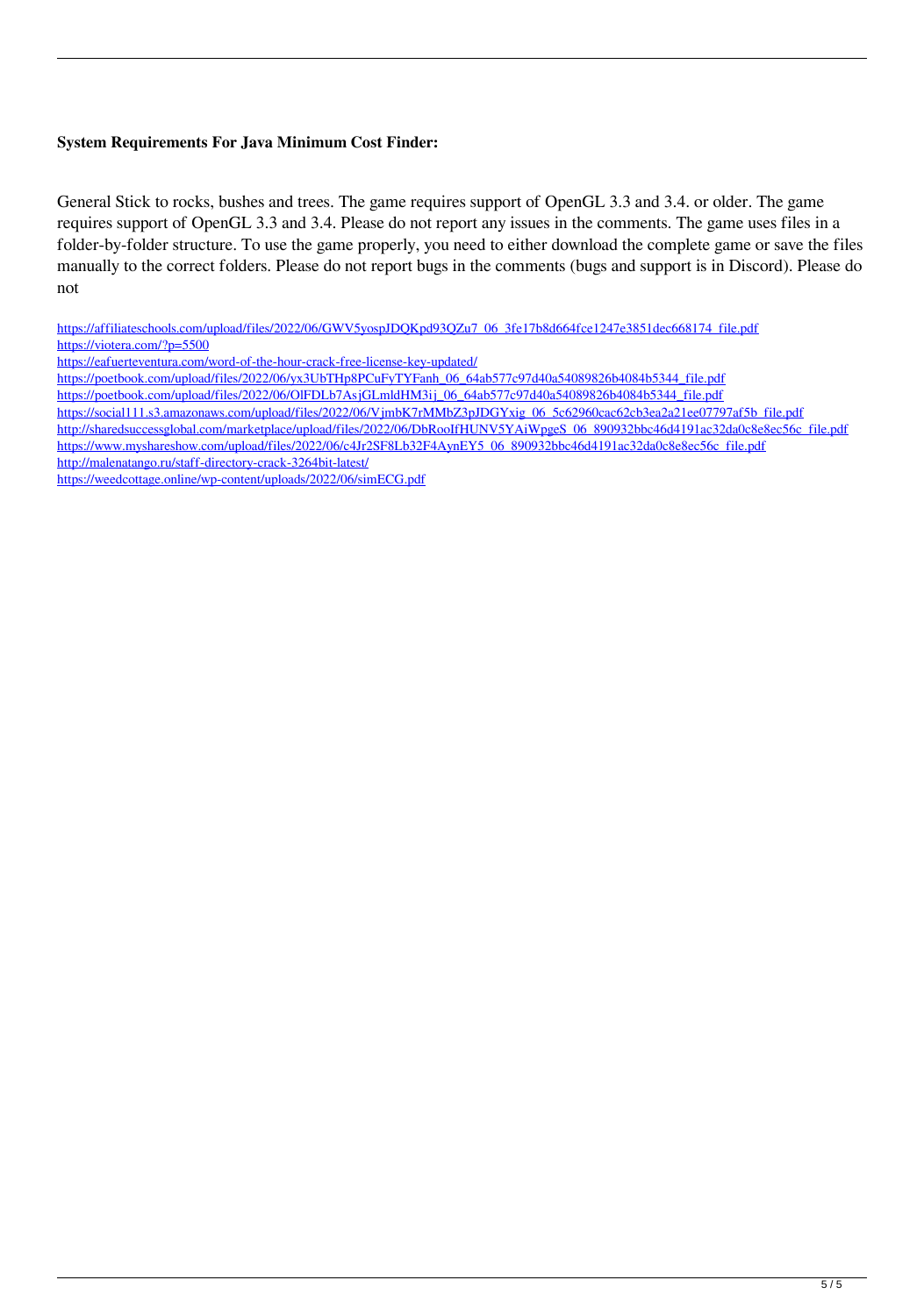**System Requirements For Java Minimum Cost Finder:**

General Stick to rocks, bushes and trees. The game requires support of OpenGL 3.3 and 3.4. or older. The game requires support of OpenGL 3.3 and 3.4. Please do not report any issues in the comments. The game uses files in a folder-by-folder structure. To use the game properly, you need to either download the complete game or save the files manually to the correct folders. Please do not report bugs in the comments (bugs and support is in Discord). Please do not

https://affiliateschools.com/upload/files/2022/06/GWV5yospJDQKpd93QZu7_06_3fe17b8d664fce1247e3851dec668174_file.pdf
https://viotera.com/?p=5500
https://eafuerteventura.com/word-of-the-hour-crack-free-license-key-updated/
https://poetbook.com/upload/files/2022/06/yx3UbTHp8PCuFyTYFanh_06_64ab577c97d40a54089826b4084b5344_file.pdf
https://poetbook.com/upload/files/2022/06/OlFDLb7AsjGLmldHM3ij_06_64ab577c97d40a54089826b4084b5344_file.pdf
https://social111.s3.amazonaws.com/upload/files/2022/06/VjmbK7rMMbZ3pJDGYxig_06_5c62960cac62cb3ea2a21ee07797af5b_file.pdf
http://sharedsuccessglobal.com/marketplace/upload/files/2022/06/DbRooIfHUNV5YAiWpgeS_06_890932bbc46d4191ac32da0c8e8ec56c_file.pdf
https://www.myshareshow.com/upload/files/2022/06/c4Jr2SF8Lb32F4AynEY5_06_890932bbc46d4191ac32da0c8e8ec56c_file.pdf
http://malenatango.ru/staff-directory-crack-3264bit-latest/
https://weedcottage.online/wp-content/uploads/2022/06/simECG.pdf